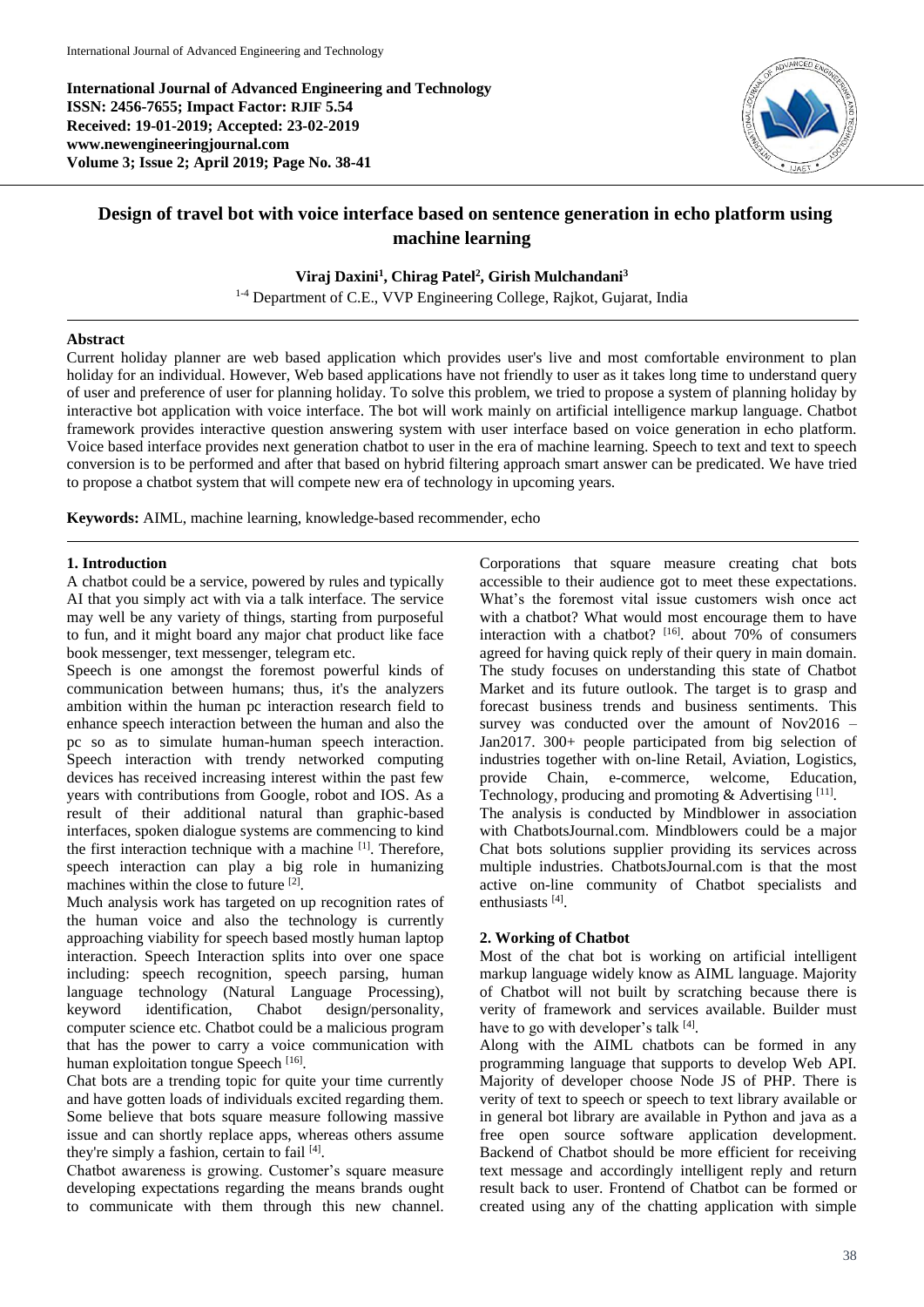**International Journal of Advanced Engineering and Technology**
**ISSN: 2456-7655; Impact Factor: RJIF 5.54**
**Received: 19-01-2019; Accepted: 23-02-2019**
**www.newengineeringjournal.com**
**Volume 3; Issue 2; April 2019; Page No. 38-41**

# Design of travel bot with voice interface based on sentence generation in echo platform using machine learning

**Viraj Daxini[1], Chirag Patel[2], Girish Mulchandani[3]**

[1-4] Department of C.E., VVP Engineering College, Rajkot, Gujarat, India

## Abstract

Current holiday planner are web based application which provides user's live and most comfortable environment to plan holiday for an individual. However, Web based applications have not friendly to user as it takes long time to understand query of user and preference of user for planning holiday. To solve this problem, we tried to propose a system of planning holiday by interactive bot application with voice interface. The bot will work mainly on artificial intelligence markup language. Chatbot framework provides interactive question answering system with user interface based on voice generation in echo platform. Voice based interface provides next generation chatbot to user in the era of machine learning. Speech to text and text to speech conversion is to be performed and after that based on hybrid filtering approach smart answer can be predicated. We have tried to propose a chatbot system that will compete new era of technology in upcoming years.

**Keywords:** AIML, machine learning, knowledge-based recommender, echo

## 1. Introduction

A chatbot could be a service, powered by rules and typically AI that you simply act with via a talk interface. The service may well be any variety of things, starting from purposeful to fun, and it might board any major chat product like face book messenger, text messenger, telegram etc.

Speech is one amongst the foremost powerful kinds of communication between humans; thus, it's the analyzers ambition within the human pc interaction research field to enhance speech interaction between the human and also the pc so as to simulate human-human speech interaction. Speech interaction with trendy networked computing devices has received increasing interest within the past few years with contributions from Google, robot and IOS. As a result of their additional natural than graphic-based interfaces, spoken dialogue systems are commencing to kind the first interaction technique with a machine [1]. Therefore, speech interaction can play a big role in humanizing machines within the close to future [2].

Much analysis work has targeted on up recognition rates of the human voice and also the technology is currently approaching viability for speech based mostly human laptop interaction. Speech Interaction splits into over one space including: speech recognition, speech parsing, human language technology (Natural Language Processing), keyword identification, Chabot design/personality, computer science etc. Chatbot could be a malicious program that has the power to carry a voice communication with human exploitation tongue Speech [16].

Chat bots are a trending topic for quite your time currently and have gotten loads of individuals excited regarding them. Some believe that bots square measure following massive issue and can shortly replace apps, whereas others assume they're simply a fashion, certain to fail [4].

Chatbot awareness is growing. Customer's square measure developing expectations regarding the means brands ought to communicate with them through this new channel. Corporations that square measure creating chat bots accessible to their audience got to meet these expectations. What's the foremost vital issue customers wish once act with a chatbot? What would most encourage them to have interaction with a chatbot? [16]. about 70% of consumers agreed for having quick reply of their query in main domain. The study focuses on understanding this state of Chatbot Market and its future outlook. The target is to grasp and forecast business trends and business sentiments. This survey was conducted over the amount of Nov2016 – Jan2017. 300+ people participated from big selection of industries together with on-line Retail, Aviation, Logistics, provide Chain, e-commerce, welcome, Education, Technology, producing and promoting & Advertising [11].

The analysis is conducted by Mindblower in association with ChatbotsJournal.com. Mindblowers could be a major Chat bots solutions supplier providing its services across multiple industries. ChatbotsJournal.com is that the most active on-line community of Chatbot specialists and enthusiasts [4].

## 2. Working of Chatbot

Most of the chat bot is working on artificial intelligent markup language widely know as AIML language. Majority of Chatbot will not built by scratching because there is verity of framework and services available. Builder must have to go with developer's talk [4].

Along with the AIML chatbots can be formed in any programming language that supports to develop Web API. Majority of developer choose Node JS of PHP. There is verity of text to speech or speech to text library available or in general bot library are available in Python and java as a free open source software application development. Backend of Chatbot should be more efficient for receiving text message and accordingly intelligent reply and return result back to user. Frontend of Chatbot can be formed or created using any of the chatting application with simple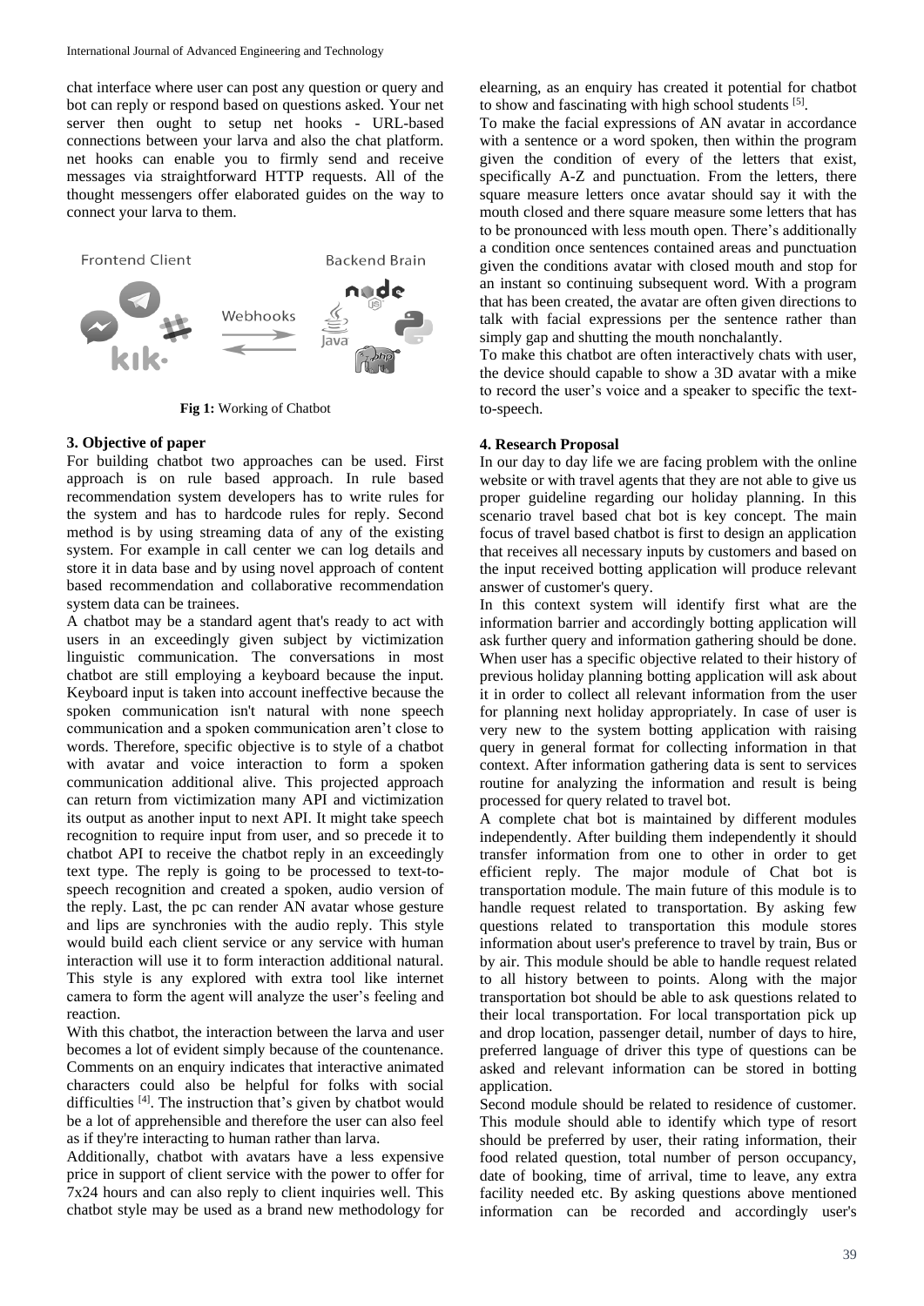chat interface where user can post any question or query and bot can reply or respond based on questions asked. Your net server then ought to setup net hooks - URL-based connections between your larva and also the chat platform. net hooks can enable you to firmly send and receive messages via straightforward HTTP requests. All of the thought messengers offer elaborated guides on the way to connect your larva to them.

**Fig 1:** Working of Chatbot

### 3. Objective of paper

For building chatbot two approaches can be used. First approach is on rule based approach. In rule based recommendation system developers has to write rules for the system and has to hardcode rules for reply. Second method is by using streaming data of any of the existing system. For example in call center we can log details and store it in data base and by using novel approach of content based recommendation and collaborative recommendation system data can be trainees.

A chatbot may be a standard agent that's ready to act with users in an exceedingly given subject by victimization linguistic communication. The conversations in most chatbot are still employing a keyboard because the input. Keyboard input is taken into account ineffective because the spoken communication isn't natural with none speech communication and a spoken communication aren't close to words. Therefore, specific objective is to style of a chatbot with avatar and voice interaction to form a spoken communication additional alive. This projected approach can return from victimization many API and victimization its output as another input to next API. It might take speech recognition to require input from user, and so precede it to chatbot API to receive the chatbot reply in an exceedingly text type. The reply is going to be processed to text-to-speech recognition and created a spoken, audio version of the reply. Last, the pc can render AN avatar whose gesture and lips are synchronies with the audio reply. This style would build each client service or any service with human interaction will use it to form interaction additional natural. This style is any explored with extra tool like internet camera to form the agent will analyze the user's feeling and reaction.

With this chatbot, the interaction between the larva and user becomes a lot of evident simply because of the countenance. Comments on an enquiry indicates that interactive animated characters could also be helpful for folks with social difficulties [4]. The instruction that's given by chatbot would be a lot of apprehensible and therefore the user can also feel as if they're interacting to human rather than larva.

Additionally, chatbot with avatars have a less expensive price in support of client service with the power to offer for 7x24 hours and can also reply to client inquiries well. This chatbot style may be used as a brand new methodology for elearning, as an enquiry has created it potential for chatbot to show and fascinating with high school students [5].

To make the facial expressions of AN avatar in accordance with a sentence or a word spoken, then within the program given the condition of every of the letters that exist, specifically A-Z and punctuation. From the letters, there square measure letters once avatar should say it with the mouth closed and there square measure some letters that has to be pronounced with less mouth open. There's additionally a condition once sentences contained areas and punctuation given the conditions avatar with closed mouth and stop for an instant so continuing subsequent word. With a program that has been created, the avatar are often given directions to talk with facial expressions per the sentence rather than simply gap and shutting the mouth nonchalantly.

To make this chatbot are often interactively chats with user, the device should capable to show a 3D avatar with a mike to record the user's voice and a speaker to specific the text-to-speech.

### 4. Research Proposal

In our day to day life we are facing problem with the online website or with travel agents that they are not able to give us proper guideline regarding our holiday planning. In this scenario travel based chat bot is key concept. The main focus of travel based chatbot is first to design an application that receives all necessary inputs by customers and based on the input received botting application will produce relevant answer of customer's query.

In this context system will identify first what are the information barrier and accordingly botting application will ask further query and information gathering should be done. When user has a specific objective related to their history of previous holiday planning botting application will ask about it in order to collect all relevant information from the user for planning next holiday appropriately. In case of user is very new to the system botting application with raising query in general format for collecting information in that context. After information gathering data is sent to services routine for analyzing the information and result is being processed for query related to travel bot.

A complete chat bot is maintained by different modules independently. After building them independently it should transfer information from one to other in order to get efficient reply. The major module of Chat bot is transportation module. The main future of this module is to handle request related to transportation. By asking few questions related to transportation this module stores information about user's preference to travel by train, Bus or by air. This module should be able to handle request related to all history between to points. Along with the major transportation bot should be able to ask questions related to their local transportation. For local transportation pick up and drop location, passenger detail, number of days to hire, preferred language of driver this type of questions can be asked and relevant information can be stored in botting application.

Second module should be related to residence of customer. This module should able to identify which type of resort should be preferred by user, their rating information, their food related question, total number of person occupancy, date of booking, time of arrival, time to leave, any extra facility needed etc. By asking questions above mentioned information can be recorded and accordingly user's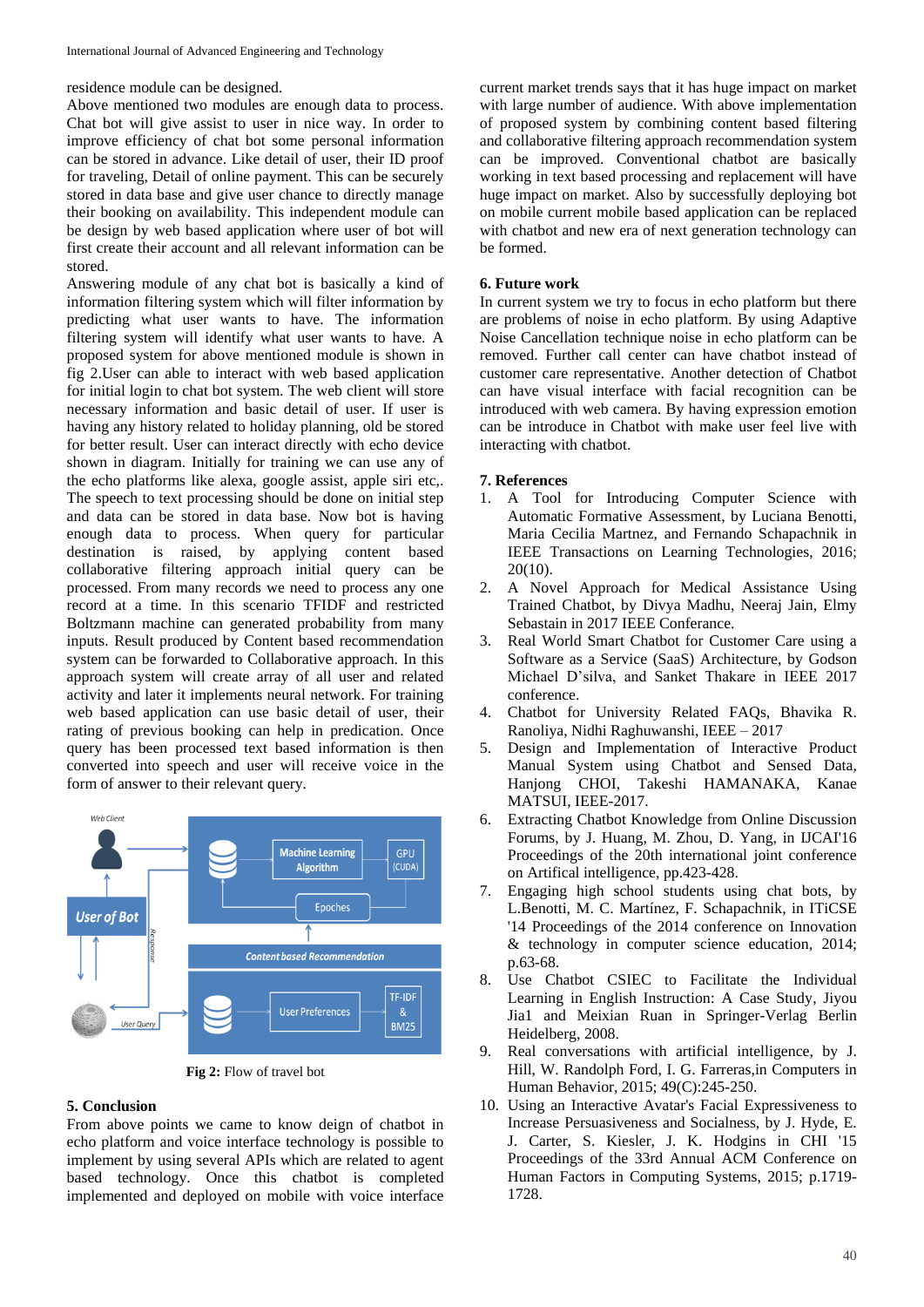residence module can be designed.

Above mentioned two modules are enough data to process. Chat bot will give assist to user in nice way. In order to improve efficiency of chat bot some personal information can be stored in advance. Like detail of user, their ID proof for traveling, Detail of online payment. This can be securely stored in data base and give user chance to directly manage their booking on availability. This independent module can be design by web based application where user of bot will first create their account and all relevant information can be stored.

Answering module of any chat bot is basically a kind of information filtering system which will filter information by predicting what user wants to have. The information filtering system will identify what user wants to have. A proposed system for above mentioned module is shown in fig 2.User can able to interact with web based application for initial login to chat bot system. The web client will store necessary information and basic detail of user. If user is having any history related to holiday planning, old be stored for better result. User can interact directly with echo device shown in diagram. Initially for training we can use any of the echo platforms like alexa, google assist, apple siri etc,. The speech to text processing should be done on initial step and data can be stored in data base. Now bot is having enough data to process. When query for particular destination is raised, by applying content based collaborative filtering approach initial query can be processed. From many records we need to process any one record at a time. In this scenario TFIDF and restricted Boltzmann machine can generated probability from many inputs. Result produced by Content based recommendation system can be forwarded to Collaborative approach. In this approach system will create array of all user and related activity and later it implements neural network. For training web based application can use basic detail of user, their rating of previous booking can help in predication. Once query has been processed text based information is then converted into speech and user will receive voice in the form of answer to their relevant query.

**Fig 2:** Flow of travel bot

## 5. Conclusion

From above points we came to know deign of chatbot in echo platform and voice interface technology is possible to implement by using several APIs which are related to agent based technology. Once this chatbot is completed implemented and deployed on mobile with voice interface current market trends says that it has huge impact on market with large number of audience. With above implementation of proposed system by combining content based filtering and collaborative filtering approach recommendation system can be improved. Conventional chatbot are basically working in text based processing and replacement will have huge impact on market. Also by successfully deploying bot on mobile current mobile based application can be replaced with chatbot and new era of next generation technology can be formed.

## 6. Future work

In current system we try to focus in echo platform but there are problems of noise in echo platform. By using Adaptive Noise Cancellation technique noise in echo platform can be removed. Further call center can have chatbot instead of customer care representative. Another detection of Chatbot can have visual interface with facial recognition can be introduced with web camera. By having expression emotion can be introduce in Chatbot with make user feel live with interacting with chatbot.

## 7. References

1. A Tool for Introducing Computer Science with Automatic Formative Assessment, by Luciana Benotti, Maria Cecilia Martnez, and Fernando Schapachnik in IEEE Transactions on Learning Technologies, 2016; 20(10).
2. A Novel Approach for Medical Assistance Using Trained Chatbot, by Divya Madhu, Neeraj Jain, Elmy Sebastain in 2017 IEEE Conferance.
3. Real World Smart Chatbot for Customer Care using a Software as a Service (SaaS) Architecture, by Godson Michael D'silva, and Sanket Thakare in IEEE 2017 conference.
4. Chatbot for University Related FAQs, Bhavika R. Ranoliya, Nidhi Raghuwanshi, IEEE – 2017
5. Design and Implementation of Interactive Product Manual System using Chatbot and Sensed Data, Hanjong CHOI, Takeshi HAMANAKA, Kanae MATSUI, IEEE-2017.
6. Extracting Chatbot Knowledge from Online Discussion Forums, by J. Huang, M. Zhou, D. Yang, in IJCAI'16 Proceedings of the 20th international joint conference on Artifical intelligence, pp.423-428.
7. Engaging high school students using chat bots, by L.Benotti, M. C. Martínez, F. Schapachnik, in ITiCSE '14 Proceedings of the 2014 conference on Innovation & technology in computer science education, 2014; p.63-68.
8. Use Chatbot CSIEC to Facilitate the Individual Learning in English Instruction: A Case Study, Jiyou Jia1 and Meixian Ruan in Springer-Verlag Berlin Heidelberg, 2008.
9. Real conversations with artificial intelligence, by J. Hill, W. Randolph Ford, I. G. Farreras,in Computers in Human Behavior, 2015; 49(C):245-250.
10. Using an Interactive Avatar's Facial Expressiveness to Increase Persuasiveness and Socialness, by J. Hyde, E. J. Carter, S. Kiesler, J. K. Hodgins in CHI '15 Proceedings of the 33rd Annual ACM Conference on Human Factors in Computing Systems, 2015; p.1719-1728.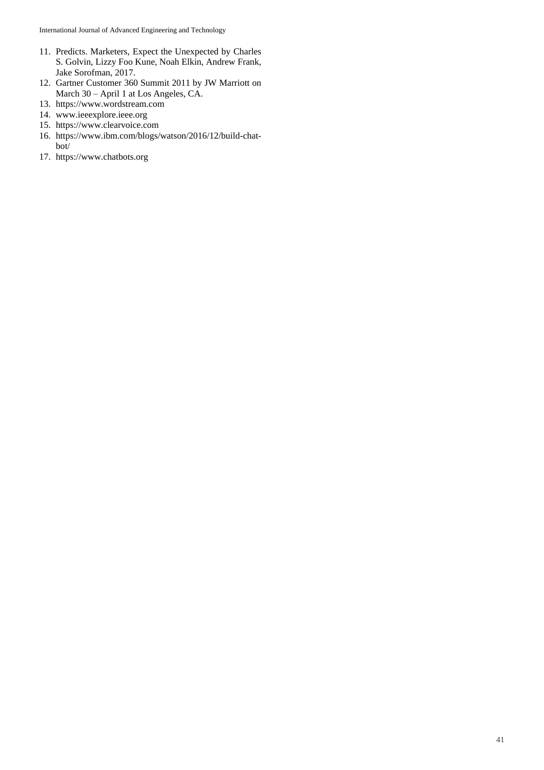11. Predicts. Marketers, Expect the Unexpected by Charles S. Golvin, Lizzy Foo Kune, Noah Elkin, Andrew Frank, Jake Sorofman, 2017.
12. Gartner Customer 360 Summit 2011 by JW Marriott on March 30 – April 1 at Los Angeles, CA.
13. https://www.wordstream.com
14. www.ieeexplore.ieee.org
15. https://www.clearvoice.com
16. https://www.ibm.com/blogs/watson/2016/12/build-chat-bot/
17. https://www.chatbots.org